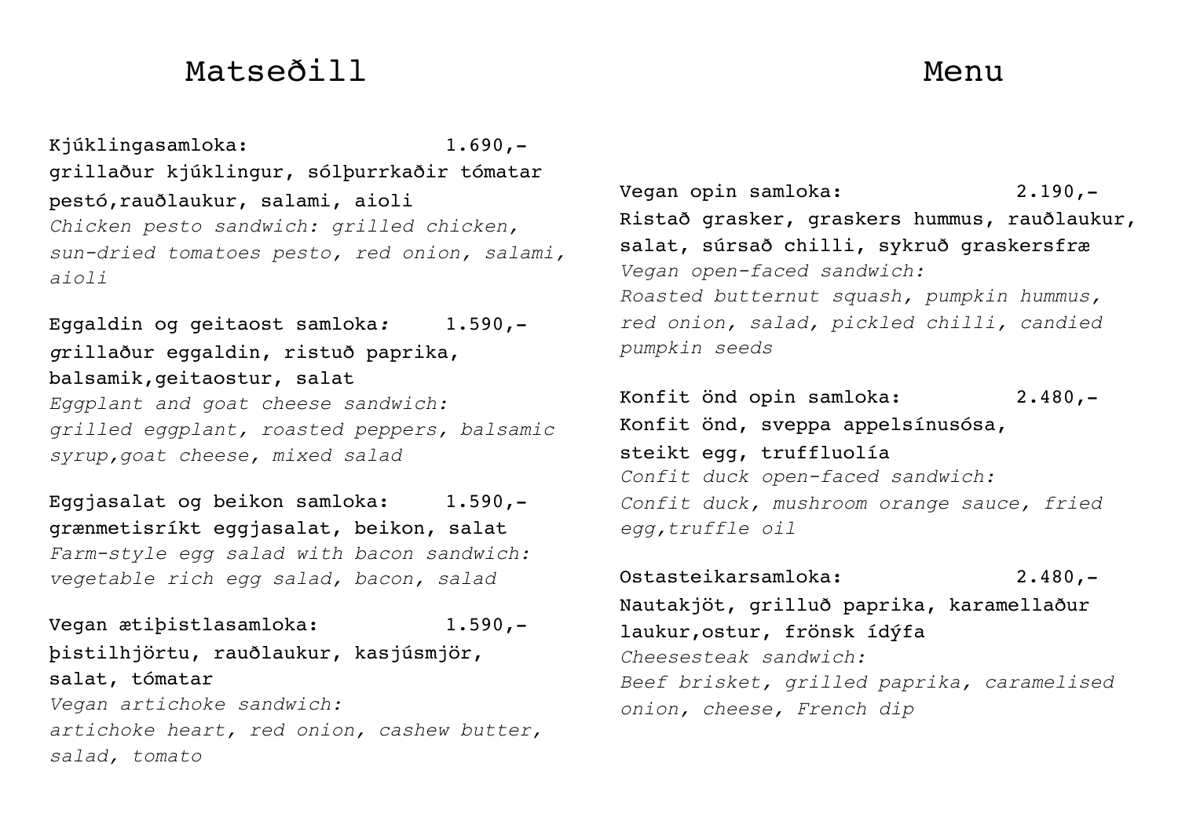# Matseðill

# Menu

Kjúklingasamloka: 1.690,-
grillaður kjúklingur, sólþurrkaðir tómatar pestó,rauðlaukur, salami, aioli
*Chicken pesto sandwich: grilled chicken, sun-dried tomatoes pesto, red onion, salami, aioli*

Eggaldin og geitaost samloka*:* 1.590,-
grillaður eggaldin, ristuð paprika, balsamik,geitaostur, salat
*Eggplant and goat cheese sandwich: grilled eggplant, roasted peppers, balsamic syrup,goat cheese, mixed salad*

Eggjasalat og beikon samloka: 1.590,-
grænmetisríkt eggjasalat, beikon, salat
*Farm-style egg salad with bacon sandwich: vegetable rich egg salad, bacon, salad*

Vegan ætiþistlasamloka: 1.590,-
þistilhjörtu, rauðlaukur, kasjúsmjör, salat, tómatar
*Vegan artichoke sandwich: artichoke heart, red onion, cashew butter, salad, tomato*

Vegan opin samloka: 2.190,-
Ristað grasker, graskers hummus, rauðlaukur, salat, súrsað chilli, sykruð graskersfræ
*Vegan open-faced sandwich: Roasted butternut squash, pumpkin hummus, red onion, salad, pickled chilli, candied pumpkin seeds*

Konfit önd opin samloka: 2.480,-
Konfit önd, sveppa appelsínusósa, steikt egg, truffluolía
*Confit duck open-faced sandwich: Confit duck, mushroom orange sauce, fried egg,truffle oil*

Ostasteikarsamloka: 2.480,-
Nautakjöt, grilluð paprika, karamellaður laukur,ostur, frönsk ídýfa
*Cheesesteak sandwich: Beef brisket, grilled paprika, caramelised onion, cheese, French dip*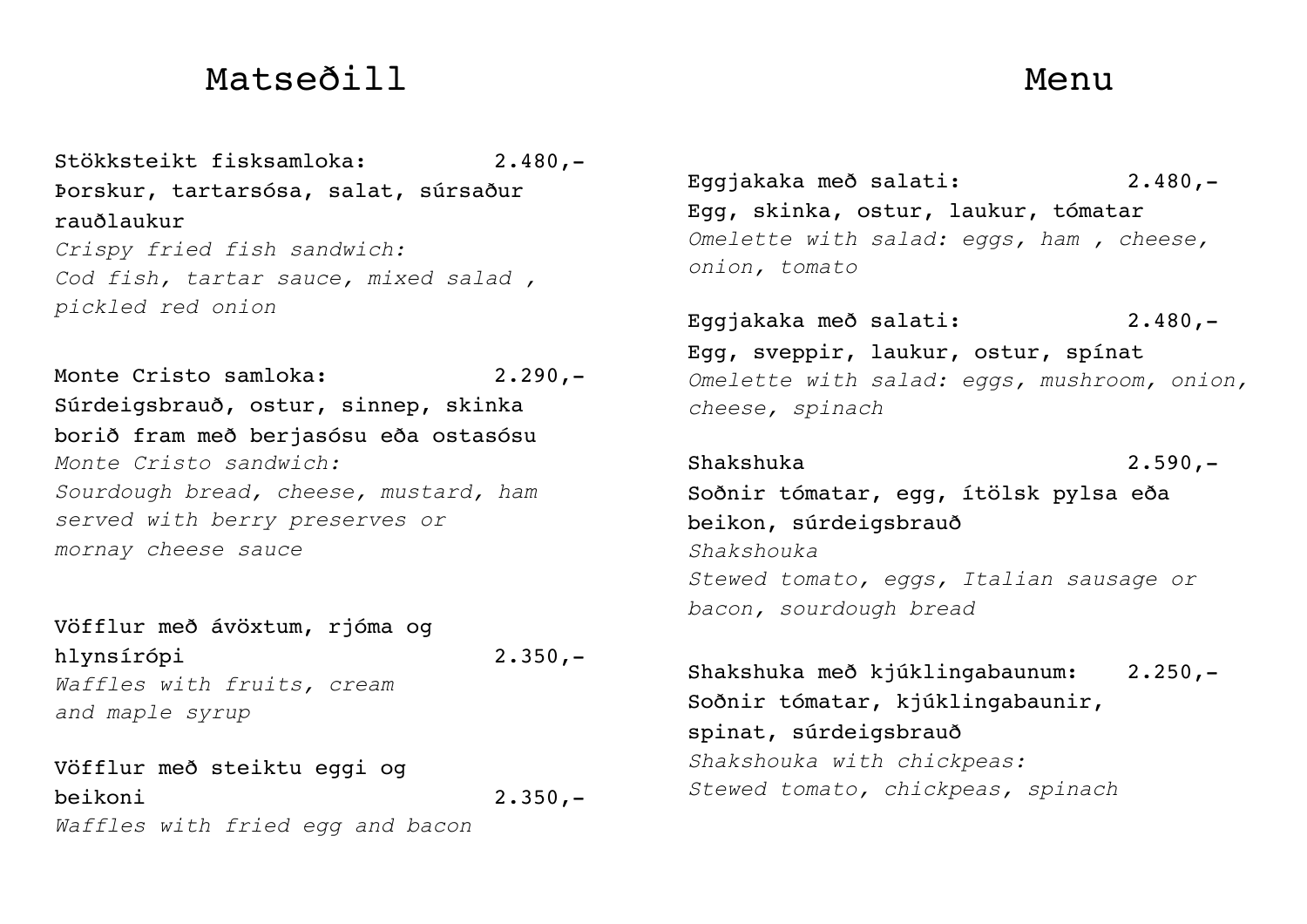# Matseðill

# Menu

Stökksteikt fisksamloka: 2.480,-
Þorskur, tartarsósa, salat, súrsaður rauðlaukur
*Crispy fried fish sandwich:*
*Cod fish, tartar sauce, mixed salad , pickled red onion*

Monte Cristo samloka: 2.290,-
Súrdeigsbrauð, ostur, sinnep, skinka borið fram með berjasósu eða ostasósu
*Monte Cristo sandwich:*
*Sourdough bread, cheese, mustard, ham served with berry preserves or mornay cheese sauce*

Vöfflur með ávöxtum, rjóma og hlynsírópi 2.350,-
*Waffles with fruits, cream and maple syrup*

Vöfflur með steiktu eggi og beikoni 2.350,-
*Waffles with fried egg and bacon*

Eggjakaka með salati: 2.480,-
Egg, skinka, ostur, laukur, tómatar
*Omelette with salad: eggs, ham , cheese, onion, tomato*

Eggjakaka með salati: 2.480,-
Egg, sveppir, laukur, ostur, spínat
*Omelette with salad: eggs, mushroom, onion, cheese, spinach*

Shakshuka 2.590,-
Soðnir tómatar, egg, ítölsk pylsa eða beikon, súrdeigsbrauð
*Shakshouka*
*Stewed tomato, eggs, Italian sausage or bacon, sourdough bread*

Shakshuka með kjúklingabaunum: 2.250,-
Soðnir tómatar, kjúklingabaunir, spinat, súrdeigsbrauð
*Shakshouka with chickpeas:*
*Stewed tomato, chickpeas, spinach*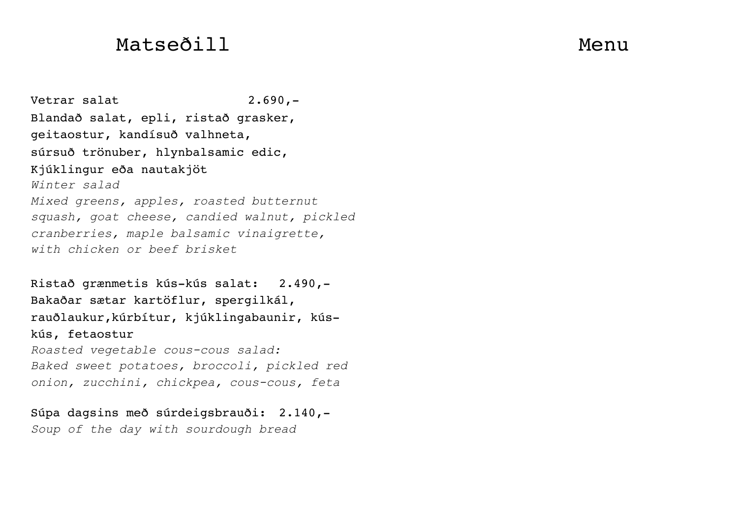# Matseðill

# Menu

Vetrar salat 2.690,-
Blandað salat, epli, ristað grasker,
geitaostur, kandísuð valhneta,
súrsuð trönuber, hlynbalsamic edic,
Kjúklingur eða nautakjöt
*Winter salad*
*Mixed greens, apples, roasted butternut squash, goat cheese, candied walnut, pickled cranberries, maple balsamic vinaigrette, with chicken or beef brisket*

Ristað grænmetis kús-kús salat: 2.490,-
Bakaðar sætar kartöflur, spergilkál,
rauðlaukur,kúrbítur, kjúklingabaunir, kús-kús, fetaostur
*Roasted vegetable cous-cous salad:*
*Baked sweet potatoes, broccoli, pickled red onion, zucchini, chickpea, cous-cous, feta*

Súpa dagsins með súrdeigsbrauði: 2.140,-
*Soup of the day with sourdough bread*